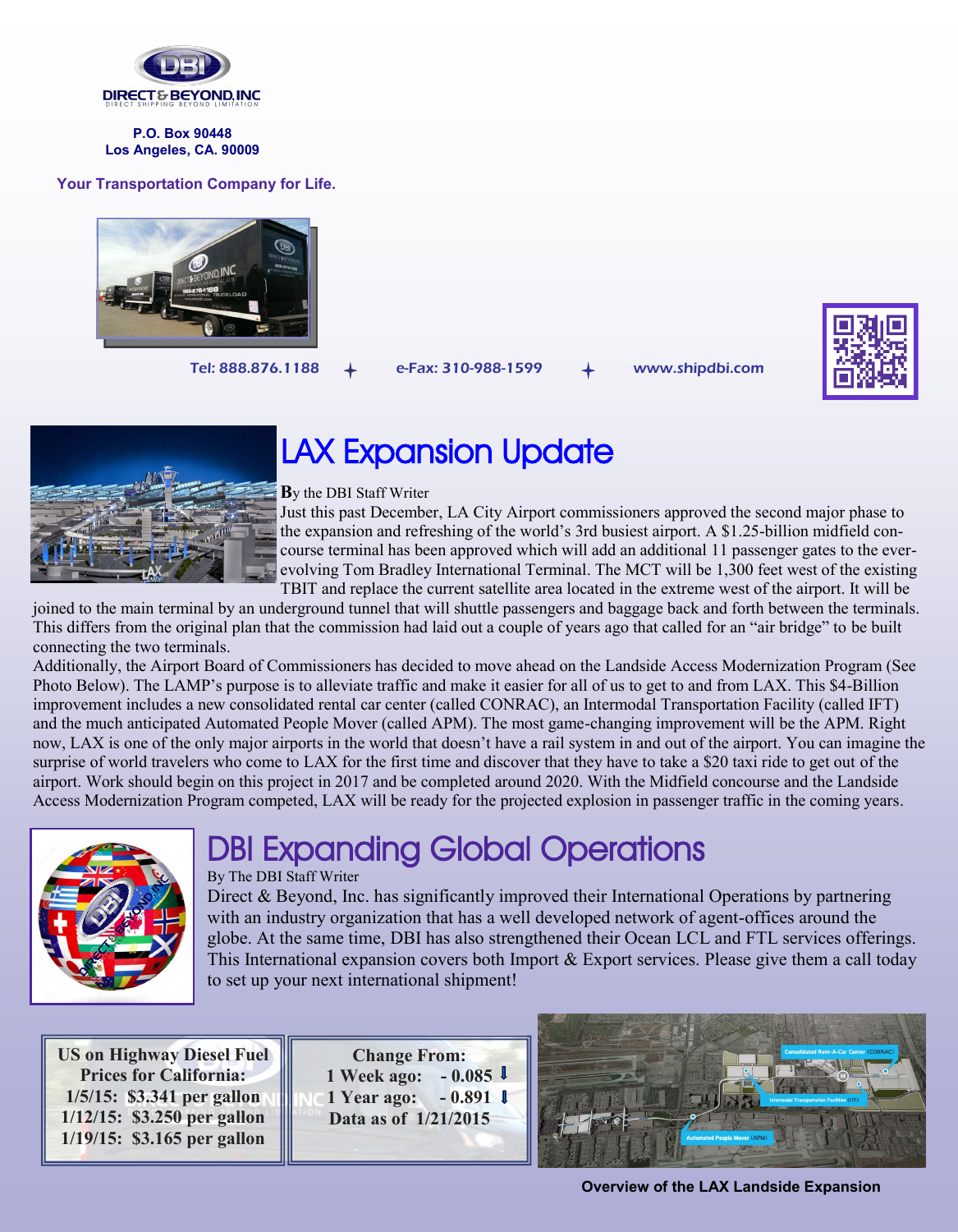DIRECT & BEYOND, INC

DIRECT SHIPPING BEYOND LIMITATION

**P.O. Box 90448**
**Los Angeles, CA. 90009**

**Your Transportation Company for Life.**

Tel: 888.876.1188 + e-Fax: 310-988-1599 + www.shipdbi.com

# LAX Expansion Update

By the DBI Staff Writer

Just this past December, LA City Airport commissioners approved the second major phase to the expansion and refreshing of the world's 3rd busiest airport. A $1.25-billion midfield concourse terminal has been approved which will add an additional 11 passenger gates to the ever-evolving Tom Bradley International Terminal. The MCT will be 1,300 feet west of the existing TBIT and replace the current satellite area located in the extreme west of the airport. It will be joined to the main terminal by an underground tunnel that will shuttle passengers and baggage back and forth between the terminals. This differs from the original plan that the commission had laid out a couple of years ago that called for an "air bridge" to be built connecting the two terminals.

Additionally, the Airport Board of Commissioners has decided to move ahead on the Landside Access Modernization Program (See Photo Below). The LAMP's purpose is to alleviate traffic and make it easier for all of us to get to and from LAX. This $4-Billion improvement includes a new consolidated rental car center (called CONRAC), an Intermodal Transportation Facility (called IFT) and the much anticipated Automated People Mover (called APM). The most game-changing improvement will be the APM. Right now, LAX is one of the only major airports in the world that doesn't have a rail system in and out of the airport. You can imagine the surprise of world travelers who come to LAX for the first time and discover that they have to take a $20 taxi ride to get out of the airport. Work should begin on this project in 2017 and be completed around 2020. With the Midfield concourse and the Landside Access Modernization Program competed, LAX will be ready for the projected explosion in passenger traffic in the coming years.

# DBI Expanding Global Operations

By The DBI Staff Writer

Direct & Beyond, Inc. has significantly improved their International Operations by partnering with an industry organization that has a well developed network of agent-offices around the globe. At the same time, DBI has also strengthened their Ocean LCL and FTL services offerings. This International expansion covers both Import & Export services. Please give them a call today to set up your next international shipment!

**US on Highway Diesel Fuel Prices for California:**
**1/5/15: $3.341 per gallon**
**1/12/15: $3.250 per gallon**
**1/19/15: $3.165 per gallon**

**Change From:**
**1 Week ago: - 0.085 ⬇**
**1 Year ago: - 0.891 ⬇**
**Data as of 1/21/2015**

Consolidated Rent-A-Car Center (CONRAC)

Intermodal Transportation Facilities (ITF)

Automated People Mover (APM)

**Overview of the LAX Landside Expansion**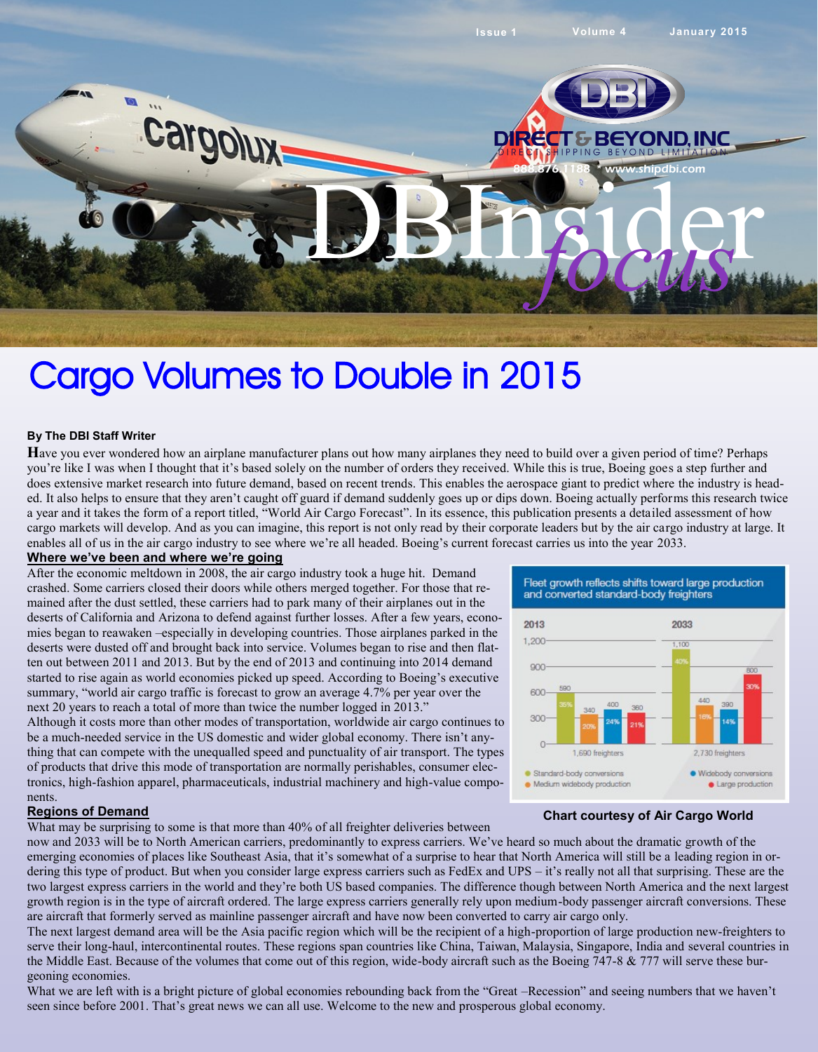Issue 1 Volume 4 January 2015

DBI

DIRECT & BEYOND, INC
DIRECT SHIPPING BEYOND LIMITATION
888.876.1188 * www.shipdbi.com

DBInsider *focus*

# Cargo Volumes to Double in 2015

**By The DBI Staff Writer**

**H**ave you ever wondered how an airplane manufacturer plans out how many airplanes they need to build over a given period of time? Perhaps you're like I was when I thought that it's based solely on the number of orders they received. While this is true, Boeing goes a step further and does extensive market research into future demand, based on recent trends. This enables the aerospace giant to predict where the industry is headed. It also helps to ensure that they aren't caught off guard if demand suddenly goes up or dips down. Boeing actually performs this research twice a year and it takes the form of a report titled, "World Air Cargo Forecast". In its essence, this publication presents a detailed assessment of how cargo markets will develop. And as you can imagine, this report is not only read by their corporate leaders but by the air cargo industry at large. It enables all of us in the air cargo industry to see where we're all headed. Boeing's current forecast carries us into the year 2033.

## Where we've been and where we're going

After the economic meltdown in 2008, the air cargo industry took a huge hit. Demand crashed. Some carriers closed their doors while others merged together. For those that remained after the dust settled, these carriers had to park many of their airplanes out in the deserts of California and Arizona to defend against further losses. After a few years, economies began to reawaken –especially in developing countries. Those airplanes parked in the deserts were dusted off and brought back into service. Volumes began to rise and then flatten out between 2011 and 2013. But by the end of 2013 and continuing into 2014 demand started to rise again as world economies picked up speed. According to Boeing's executive summary, "world air cargo traffic is forecast to grow an average 4.7% per year over the next 20 years to reach a total of more than twice the number logged in 2013."

Although it costs more than other modes of transportation, worldwide air cargo continues to be a much-needed service in the US domestic and wider global economy. There isn't anything that can compete with the unequalled speed and punctuality of air transport. The types of products that drive this mode of transportation are normally perishables, consumer electronics, high-fashion apparel, pharmaceuticals, industrial machinery and high-value components.

Fleet growth reflects shifts toward large production and converted standard-body freighters

2013
2033
1,200
900
600
300
0
590
35%
340
20%
400
24%
360
21%
1,690 freighters
1,100
40%
440
16%
390
14%
800
30%
2,730 freighters
Standard-body conversions
Medium widebody production
Widebody conversions
Large production

**Chart courtesy of Air Cargo World**

## Regions of Demand

What may be surprising to some is that more than 40% of all freighter deliveries between now and 2033 will be to North American carriers, predominantly to express carriers. We've heard so much about the dramatic growth of the emerging economies of places like Southeast Asia, that it's somewhat of a surprise to hear that North America will still be a leading region in ordering this type of product. But when you consider large express carriers such as FedEx and UPS – it's really not all that surprising. These are the two largest express carriers in the world and they're both US based companies. The difference though between North America and the next largest growth region is in the type of aircraft ordered. The large express carriers generally rely upon medium-body passenger aircraft conversions. These are aircraft that formerly served as mainline passenger aircraft and have now been converted to carry air cargo only.

The next largest demand area will be the Asia pacific region which will be the recipient of a high-proportion of large production new-freighters to serve their long-haul, intercontinental routes. These regions span countries like China, Taiwan, Malaysia, Singapore, India and several countries in the Middle East. Because of the volumes that come out of this region, wide-body aircraft such as the Boeing 747-8 & 777 will serve these burgeoning economies.

What we are left with is a bright picture of global economies rebounding back from the "Great –Recession" and seeing numbers that we haven't seen since before 2001. That's great news we can all use. Welcome to the new and prosperous global economy.